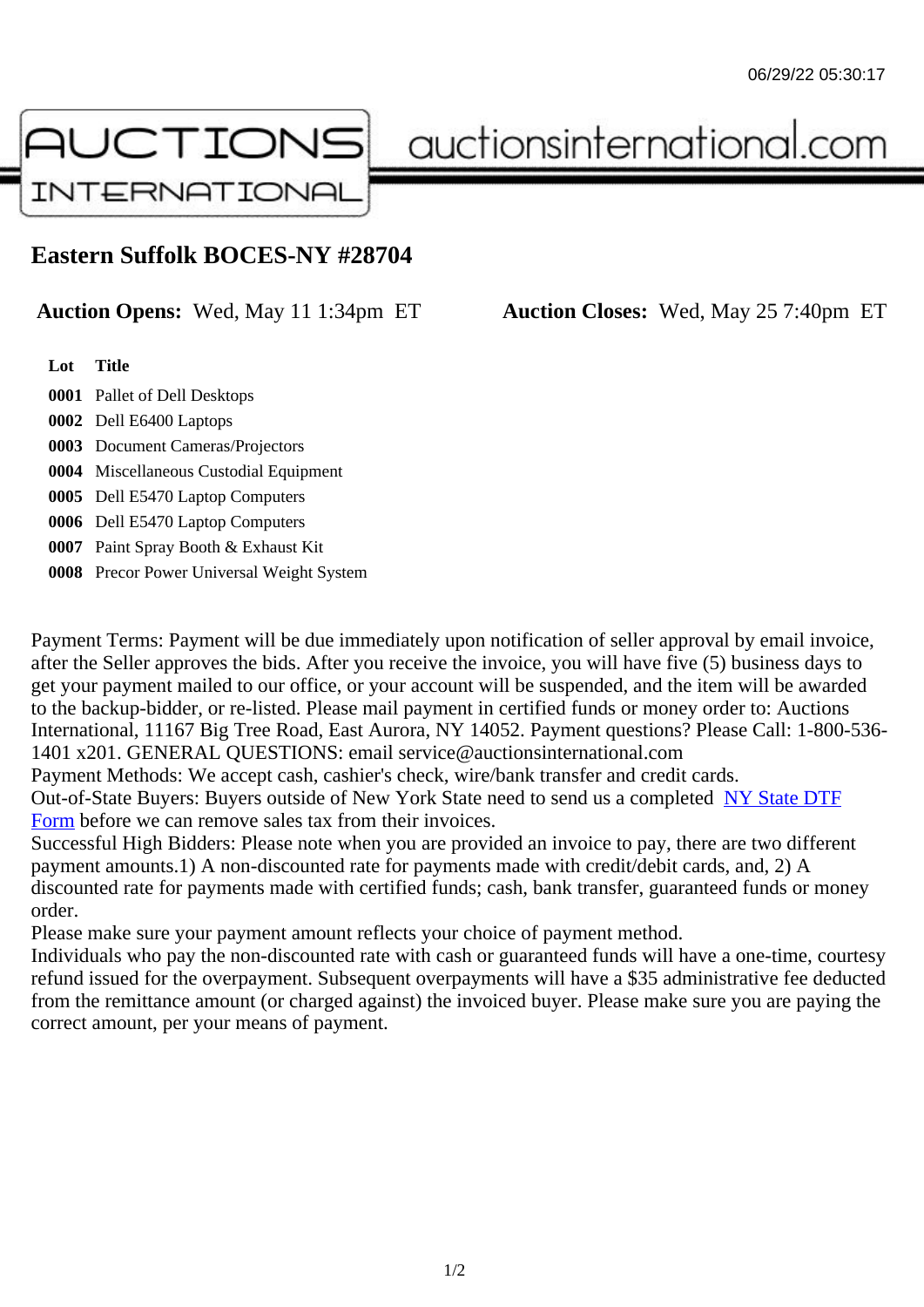# Eastern Suffolk BOCES-NY #28704

**Auction Opens:** Wed, May 11 1:34pm ET **Auction Closes:** Wed, May 25 7:40pm ET

| Lot | Title |
|---|---|
| **0001** | Pallet of Dell Desktops |
| **0002** | Dell E6400 Laptops |
| **0003** | Document Cameras/Projectors |
| **0004** | Miscellaneous Custodial Equipment |
| **0005** | Dell E5470 Laptop Computers |
| **0006** | Dell E5470 Laptop Computers |
| **0007** | Paint Spray Booth & Exhaust Kit |
| **0008** | Precor Power Universal Weight System |

Payment Terms: Payment will be due immediately upon notification of seller approval by email invoice, after the Seller approves the bids. After you receive the invoice, you will have five (5) business days to get your payment mailed to our office, or your account will be suspended, and the item will be awarded to the backup-bidder, or re-listed. Please mail payment in certified funds or money order to: Auctions International, 11167 Big Tree Road, East Aurora, NY 14052. Payment questions? Please Call: 1-800-536-1401 x201. GENERAL QUESTIONS: email service@auctionsinternational.com
Payment Methods: We accept cash, cashier's check, wire/bank transfer and credit cards.
Out-of-State Buyers: Buyers outside of New York State need to send us a completed NY State DTF Form before we can remove sales tax from their invoices.
Successful High Bidders: Please note when you are provided an invoice to pay, there are two different payment amounts.1) A non-discounted rate for payments made with credit/debit cards, and, 2) A discounted rate for payments made with certified funds; cash, bank transfer, guaranteed funds or money order.
Please make sure your payment amount reflects your choice of payment method.
Individuals who pay the non-discounted rate with cash or guaranteed funds will have a one-time, courtesy refund issued for the overpayment. Subsequent overpayments will have a $35 administrative fee deducted from the remittance amount (or charged against) the invoiced buyer. Please make sure you are paying the correct amount, per your means of payment.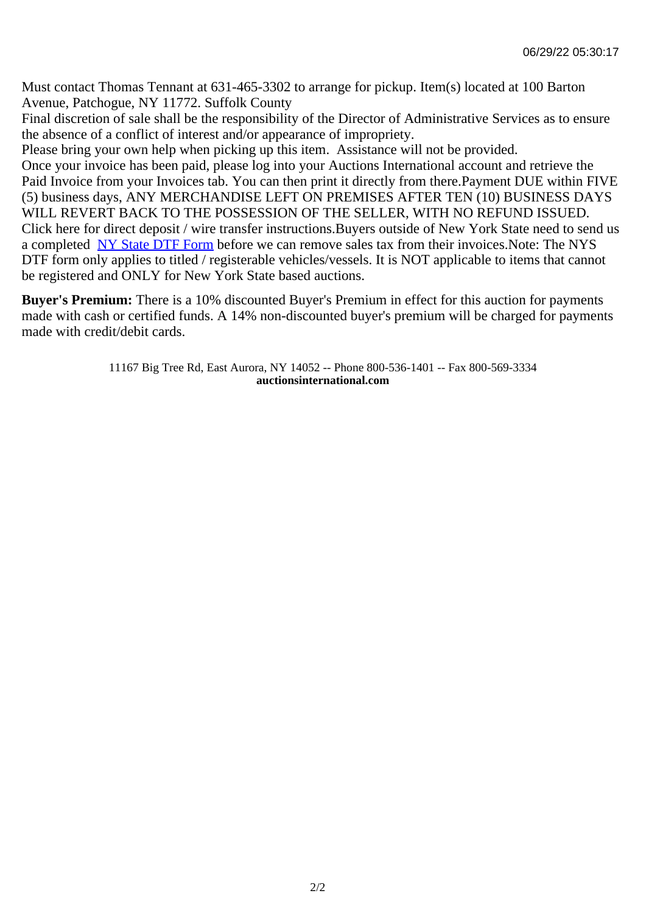Must contact Thomas Tennant at 631-465-3302 to arrange for pickup. Item(s) located at 100 Barton Avenue, Patchogue, NY 11772. Suffolk County

Final discretion of sale shall be the responsibility of the Director of Administrative Services as to ensure the absence of a conflict of interest and/or appearance of impropriety.

Please bring your own help when picking up this item. Assistance will not be provided.

Once your invoice has been paid, please log into your Auctions International account and retrieve the Paid Invoice from your Invoices tab. You can then print it directly from there.Payment DUE within FIVE (5) business days, ANY MERCHANDISE LEFT ON PREMISES AFTER TEN (10) BUSINESS DAYS WILL REVERT BACK TO THE POSSESSION OF THE SELLER, WITH NO REFUND ISSUED. Click here for direct deposit / wire transfer instructions.Buyers outside of New York State need to send us a completed NY State DTF Form before we can remove sales tax from their invoices.Note: The NYS DTF form only applies to titled / registerable vehicles/vessels. It is NOT applicable to items that cannot be registered and ONLY for New York State based auctions.

**Buyer's Premium:** There is a 10% discounted Buyer's Premium in effect for this auction for payments made with cash or certified funds. A 14% non-discounted buyer's premium will be charged for payments made with credit/debit cards.

11167 Big Tree Rd, East Aurora, NY 14052 -- Phone 800-536-1401 -- Fax 800-569-3334
**auctionsinternational.com**